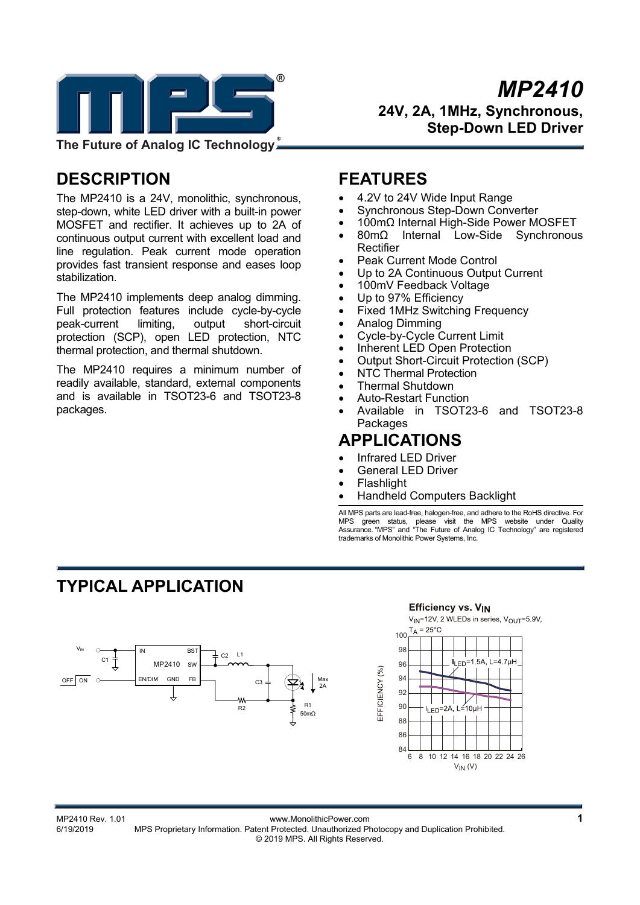# MP2410

## 24V, 2A, 1MHz, Synchronous, Step-Down LED Driver

## DESCRIPTION

The MP2410 is a 24V, monolithic, synchronous, step-down, white LED driver with a built-in power MOSFET and rectifier. It achieves up to 2A of continuous output current with excellent load and line regulation. Peak current mode operation provides fast transient response and eases loop stabilization.

The MP2410 implements deep analog dimming. Full protection features include cycle-by-cycle peak-current limiting, output short-circuit protection (SCP), open LED protection, NTC thermal protection, and thermal shutdown.

The MP2410 requires a minimum number of readily available, standard, external components and is available in TSOT23-6 and TSOT23-8 packages.

## FEATURES

- 4.2V to 24V Wide Input Range
- Synchronous Step-Down Converter
- 100mΩ Internal High-Side Power MOSFET
- 80mΩ Internal Low-Side Synchronous Rectifier
- Peak Current Mode Control
- Up to 2A Continuous Output Current
- 100mV Feedback Voltage
- Up to 97% Efficiency
- Fixed 1MHz Switching Frequency
- Analog Dimming
- Cycle-by-Cycle Current Limit
- Inherent LED Open Protection
- Output Short-Circuit Protection (SCP)
- NTC Thermal Protection
- Thermal Shutdown
- Auto-Restart Function
- Available in TSOT23-6 and TSOT23-8 Packages

## APPLICATIONS

- Infrared LED Driver
- General LED Driver
- Flashlight
- Handheld Computers Backlight

All MPS parts are lead-free, halogen-free, and adhere to the RoHS directive. For MPS green status, please visit the MPS website under Quality Assurance. "MPS" and "The Future of Analog IC Technology" are registered trademarks of Monolithic Power Systems, Inc.

## TYPICAL APPLICATION

**Efficiency vs. $V_{IN}$**

$V_{IN}$=12V, 2 WLEDs in series, $V_{OUT}$=5.9V, $T_A$ = 25°C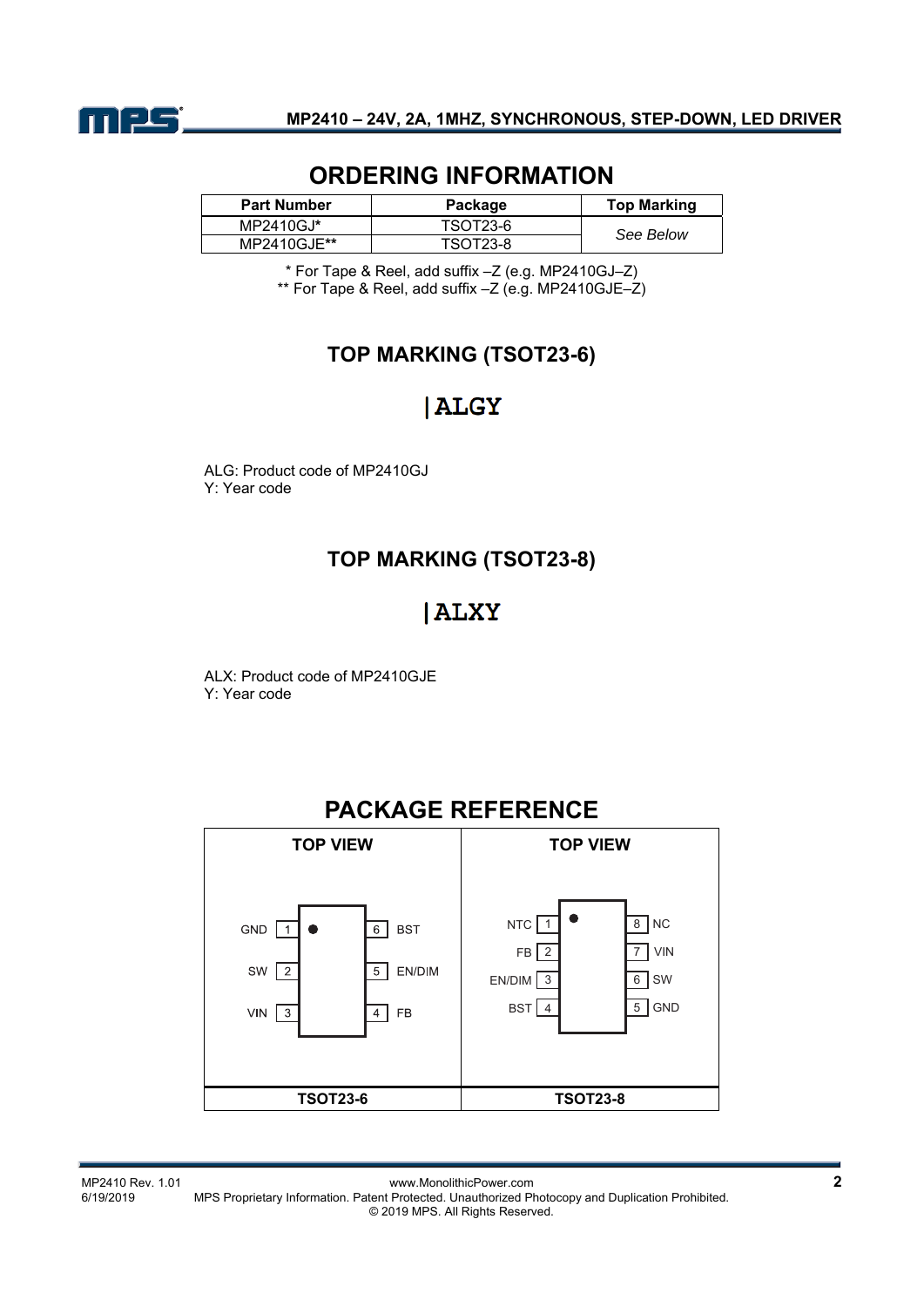## ORDERING INFORMATION

| Part Number | Package | Top Marking |
|---|---|---|
| MP2410GJ* | TSOT23-6 | *See Below* |
| MP2410GJE** | TSOT23-8 | |

\* For Tape & Reel, add suffix –Z (e.g. MP2410GJ–Z)
\*\* For Tape & Reel, add suffix –Z (e.g. MP2410GJE–Z)

### TOP MARKING (TSOT23-6)

**|ALGY**

ALG: Product code of MP2410GJ
Y: Year code

### TOP MARKING (TSOT23-8)

**|ALXY**

ALX: Product code of MP2410GJE
Y: Year code

## PACKAGE REFERENCE

| TOP VIEW | TOP VIEW |
|---|---|
| 1 GND, 2 SW, 3 VIN, 4 FB, 5 EN/DIM, 6 BST | 1 NTC, 2 FB, 3 EN/DIM, 4 BST, 5 GND, 6 SW, 7 VIN, 8 NC |
| **TSOT23-6** | **TSOT23-8** |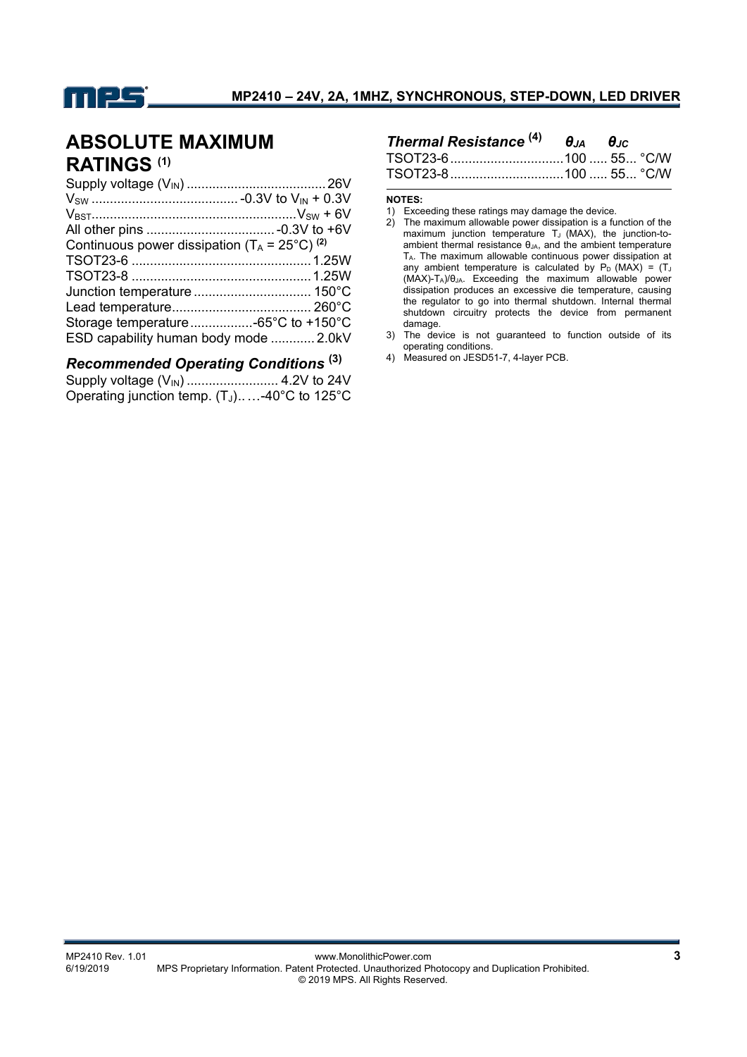## ABSOLUTE MAXIMUM RATINGS [(1)]

Supply voltage ($V_{IN}$) ...................................... 26V
$V_{SW}$ ........................................ -0.3V to $V_{IN}$ + 0.3V
$V_{BST}$........................................................$V_{SW}$ + 6V
All other pins ................................... -0.3V to +6V
Continuous power dissipation ($T_A$ = 25°C) [(2)]
TSOT23-6 ................................................. 1.25W
TSOT23-8 ................................................. 1.25W
Junction temperature ................................ 150°C
Lead temperature...................................... 260°C
Storage temperature.................-65°C to +150°C
ESD capability human body mode ............ 2.0kV

### *Recommended Operating Conditions* [(3)]

Supply voltage ($V_{IN}$) ......................... 4.2V to 24V
Operating junction temp. ($T_J$).. …-40°C to 125°C

### *Thermal Resistance* [(4)]

| | $\theta_{JA}$ | $\theta_{JC}$ | |
|---|---|---|---|
| TSOT23-6 | 100 | 55 | °C/W |
| TSOT23-8 | 100 | 55 | °C/W |

**NOTES:**

1) Exceeding these ratings may damage the device.
2) The maximum allowable power dissipation is a function of the maximum junction temperature $T_J$ (MAX), the junction-to-ambient thermal resistance $\theta_{JA}$, and the ambient temperature $T_A$. The maximum allowable continuous power dissipation at any ambient temperature is calculated by $P_D$ (MAX) = ($T_J$ (MAX)-$T_A$)/$\theta_{JA}$. Exceeding the maximum allowable power dissipation produces an excessive die temperature, causing the regulator to go into thermal shutdown. Internal thermal shutdown circuitry protects the device from permanent damage.
3) The device is not guaranteed to function outside of its operating conditions.
4) Measured on JESD51-7, 4-layer PCB.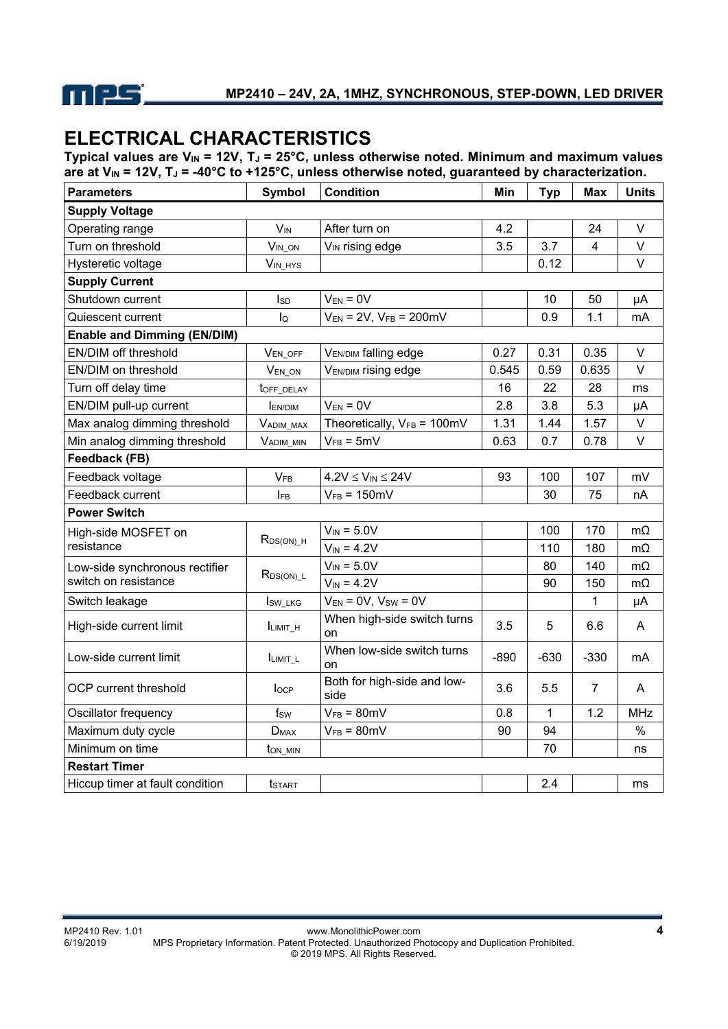# ELECTRICAL CHARACTERISTICS

**Typical values are $V_{IN}$ = 12V, $T_J$ = 25°C, unless otherwise noted. Minimum and maximum values are at $V_{IN}$ = 12V, $T_J$ = -40°C to +125°C, unless otherwise noted, guaranteed by characterization.**

| Parameters | Symbol | Condition | Min | Typ | Max | Units |
|---|---|---|---|---|---|---|
| **Supply Voltage** | | | | | | |
| Operating range | $V_{IN}$ | After turn on | 4.2 | | 24 | V |
| Turn on threshold | $V_{IN\_ON}$ | $V_{IN}$ rising edge | 3.5 | 3.7 | 4 | V |
| Hysteretic voltage | $V_{IN\_HYS}$ | | | 0.12 | | V |
| **Supply Current** | | | | | | |
| Shutdown current | $I_{SD}$ | $V_{EN}$ = 0V | | 10 | 50 | µA |
| Quiescent current | $I_Q$ | $V_{EN}$ = 2V, $V_{FB}$ = 200mV | | 0.9 | 1.1 | mA |
| **Enable and Dimming (EN/DIM)** | | | | | | |
| EN/DIM off threshold | $V_{EN\_OFF}$ | $V_{EN/DIM}$ falling edge | 0.27 | 0.31 | 0.35 | V |
| EN/DIM on threshold | $V_{EN\_ON}$ | $V_{EN/DIM}$ rising edge | 0.545 | 0.59 | 0.635 | V |
| Turn off delay time | $t_{OFF\_DELAY}$ | | 16 | 22 | 28 | ms |
| EN/DIM pull-up current | $I_{EN/DIM}$ | $V_{EN}$ = 0V | 2.8 | 3.8 | 5.3 | µA |
| Max analog dimming threshold | $V_{ADIM\_MAX}$ | Theoretically, $V_{FB}$ = 100mV | 1.31 | 1.44 | 1.57 | V |
| Min analog dimming threshold | $V_{ADIM\_MIN}$ | $V_{FB}$ = 5mV | 0.63 | 0.7 | 0.78 | V |
| **Feedback (FB)** | | | | | | |
| Feedback voltage | $V_{FB}$ | 4.2V ≤ $V_{IN}$ ≤ 24V | 93 | 100 | 107 | mV |
| Feedback current | $I_{FB}$ | $V_{FB}$ = 150mV | | 30 | 75 | nA |
| **Power Switch** | | | | | | |
| High-side MOSFET on resistance | $R_{DS(ON)\_H}$ | $V_{IN}$ = 5.0V | | 100 | 170 | mΩ |
| | | $V_{IN}$ = 4.2V | | 110 | 180 | mΩ |
| Low-side synchronous rectifier switch on resistance | $R_{DS(ON)\_L}$ | $V_{IN}$ = 5.0V | | 80 | 140 | mΩ |
| | | $V_{IN}$ = 4.2V | | 90 | 150 | mΩ |
| Switch leakage | $I_{SW\_LKG}$ | $V_{EN}$ = 0V, $V_{SW}$ = 0V | | | 1 | µA |
| High-side current limit | $I_{LIMIT\_H}$ | When high-side switch turns on | 3.5 | 5 | 6.6 | A |
| Low-side current limit | $I_{LIMIT\_L}$ | When low-side switch turns on | -890 | -630 | -330 | mA |
| OCP current threshold | $I_{OCP}$ | Both for high-side and low-side | 3.6 | 5.5 | 7 | A |
| Oscillator frequency | $f_{SW}$ | $V_{FB}$ = 80mV | 0.8 | 1 | 1.2 | MHz |
| Maximum duty cycle | $D_{MAX}$ | $V_{FB}$ = 80mV | 90 | 94 | | % |
| Minimum on time | $t_{ON\_MIN}$ | | | 70 | | ns |
| **Restart Timer** | | | | | | |
| Hiccup timer at fault condition | $t_{START}$ | | | 2.4 | | ms |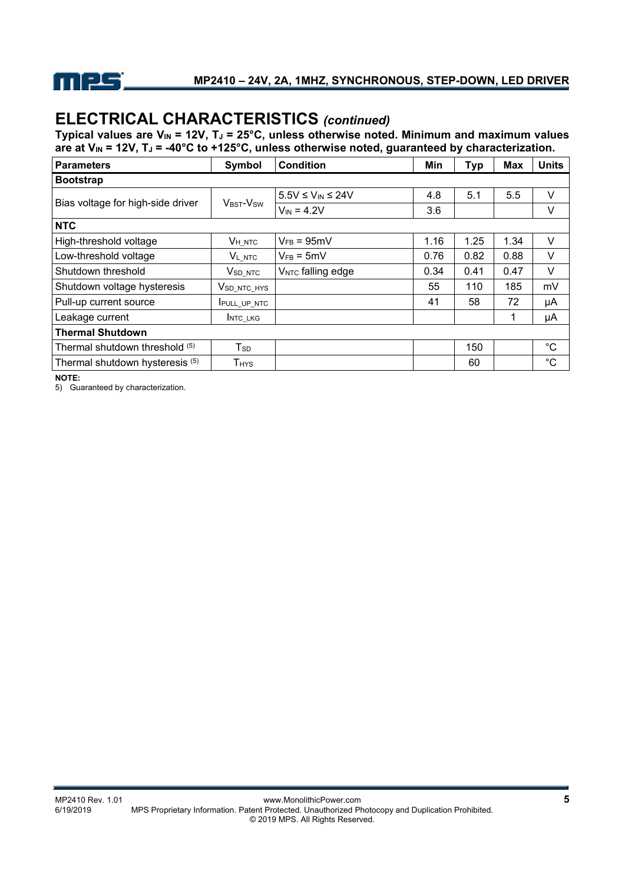# ELECTRICAL CHARACTERISTICS *(continued)*

**Typical values are $V_{IN}$ = 12V, $T_J$ = 25°C, unless otherwise noted. Minimum and maximum values are at $V_{IN}$ = 12V, $T_J$ = -40°C to +125°C, unless otherwise noted, guaranteed by characterization.**

| Parameters | Symbol | Condition | Min | Typ | Max | Units |
|---|---|---|---|---|---|---|
| **Bootstrap** | | | | | | |
| Bias voltage for high-side driver | $V_{BST}$-$V_{SW}$ | 5.5V ≤ $V_{IN}$ ≤ 24V | 4.8 | 5.1 | 5.5 | V |
| | | $V_{IN}$ = 4.2V | 3.6 | | | V |
| **NTC** | | | | | | |
| High-threshold voltage | $V_{H\_NTC}$ | $V_{FB}$ = 95mV | 1.16 | 1.25 | 1.34 | V |
| Low-threshold voltage | $V_{L\_NTC}$ | $V_{FB}$ = 5mV | 0.76 | 0.82 | 0.88 | V |
| Shutdown threshold | $V_{SD\_NTC}$ | $V_{NTC}$ falling edge | 0.34 | 0.41 | 0.47 | V |
| Shutdown voltage hysteresis | $V_{SD\_NTC\_HYS}$ | | 55 | 110 | 185 | mV |
| Pull-up current source | $I_{PULL\_UP\_NTC}$ | | 41 | 58 | 72 | μA |
| Leakage current | $I_{NTC\_LKG}$ | | | | 1 | μA |
| **Thermal Shutdown** | | | | | | |
| Thermal shutdown threshold (5) | $T_{SD}$ | | | 150 | | °C |
| Thermal shutdown hysteresis (5) | $T_{HYS}$ | | | 60 | | °C |

**NOTE:**

5) Guaranteed by characterization.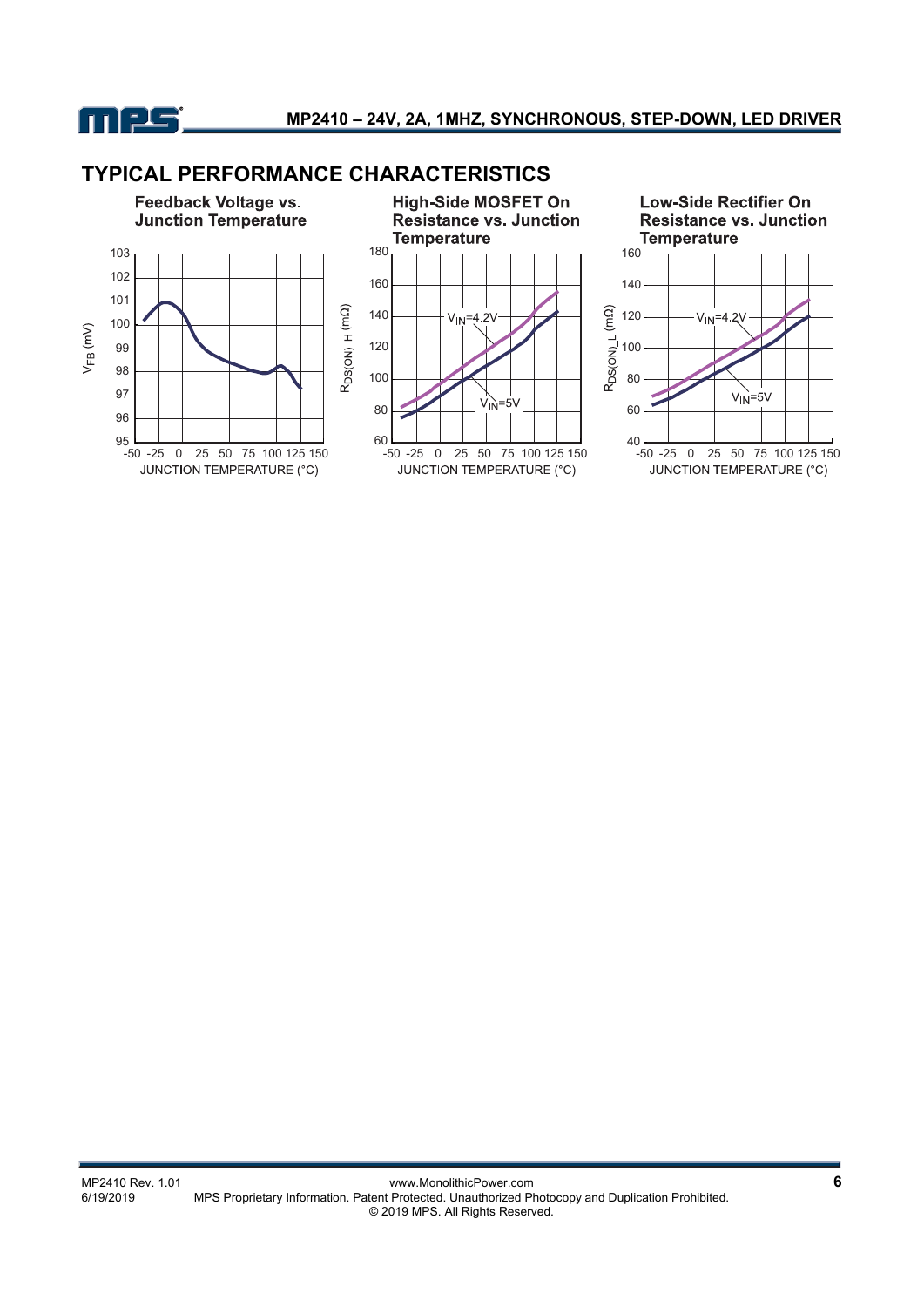## TYPICAL PERFORMANCE CHARACTERISTICS

**Feedback Voltage vs. Junction Temperature**

**High-Side MOSFET On Resistance vs. Junction Temperature**

**Low-Side Rectifier On Resistance vs. Junction Temperature**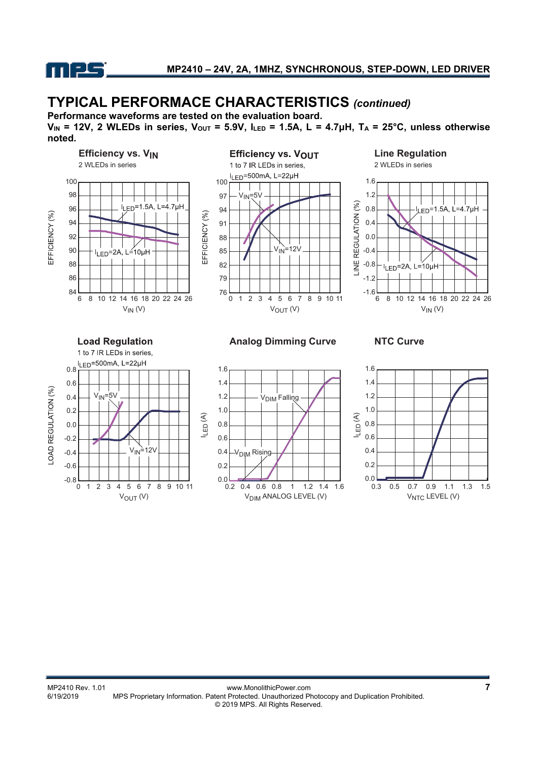## TYPICAL PERFORMACE CHARACTERISTICS *(continued)*

**Performance waveforms are tested on the evaluation board.**

**$V_{IN}$ = 12V, 2 WLEDs in series, $V_{OUT}$ = 5.9V, $I_{LED}$ = 1.5A, L = 4.7μH, $T_A$ = 25°C, unless otherwise noted.**

**Efficiency vs. $V_{IN}$**

2 WLEDs in series

**Efficiency vs. $V_{OUT}$**

1 to 7 IR LEDs in series, $I_{LED}$=500mA, L=22μH

**Line Regulation**

2 WLEDs in series

**Load Regulation**

1 to 7 IR LEDs in series, $I_{LED}$=500mA, L=22μH

**Analog Dimming Curve**

**NTC Curve**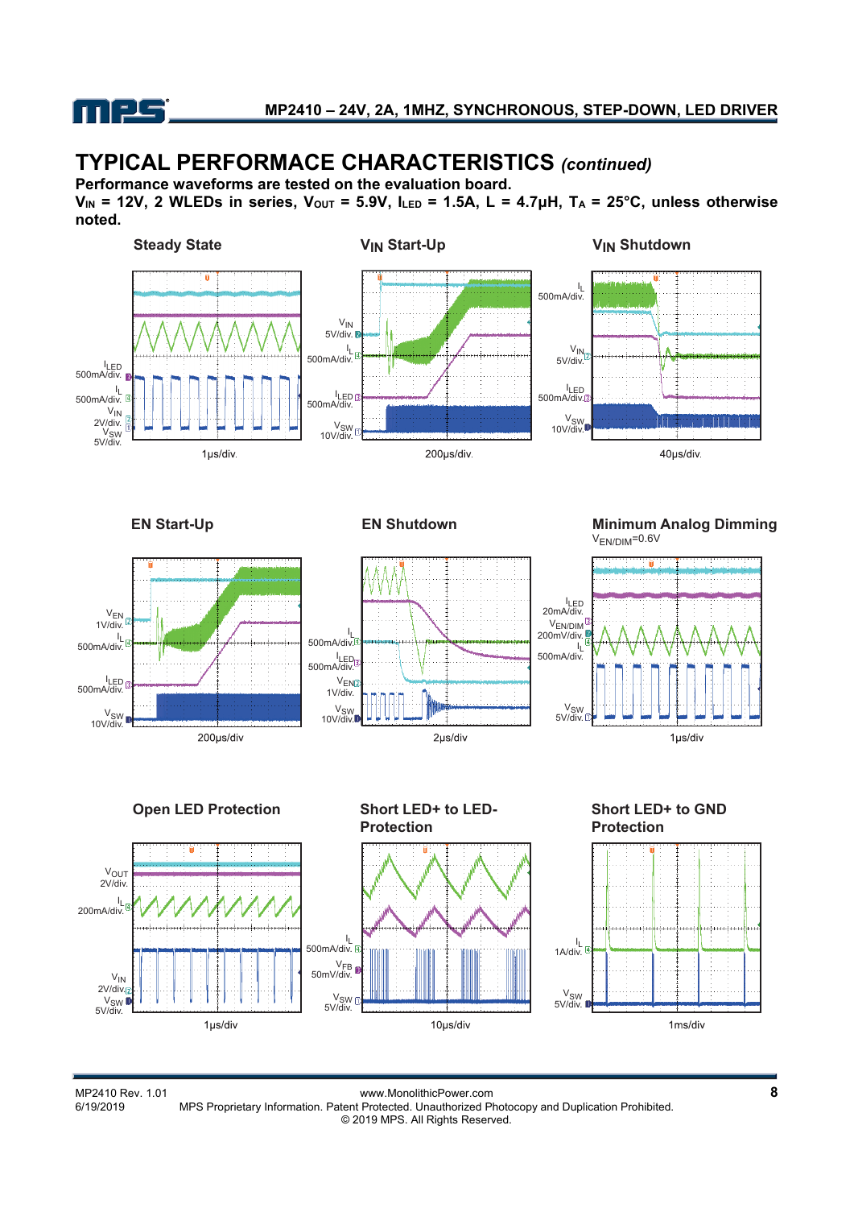## TYPICAL PERFORMACE CHARACTERISTICS *(continued)*

**Performance waveforms are tested on the evaluation board.**

**$V_{IN}$ = 12V, 2 WLEDs in series, $V_{OUT}$ = 5.9V, $I_{LED}$ = 1.5A, L = 4.7µH, $T_A$ = 25°C, unless otherwise noted.**

**Steady State**

$I_{LED}$ 500mA/div.
$I_L$ 500mA/div.
$V_{IN}$ 2V/div.
$V_{SW}$ 5V/div.
1µs/div.

**$V_{IN}$ Start-Up**

$V_{IN}$ 5V/div.
$I_L$ 500mA/div.
$I_{LED}$ 500mA/div.
$V_{SW}$ 10V/div.
200µs/div.

**$V_{IN}$ Shutdown**

$I_L$ 500mA/div.
$V_{IN}$ 5V/div.
$I_{LED}$ 500mA/div.
$V_{SW}$ 10V/div.
40µs/div.

**EN Start-Up**

$V_{EN}$ 1V/div.
$I_L$ 500mA/div.
$I_{LED}$ 500mA/div.
$V_{SW}$ 10V/div.
200µs/div

**EN Shutdown**

$I_L$ 500mA/div.
$I_{LED}$ 500mA/div.
$V_{EN}$ 1V/div.
$V_{SW}$ 10V/div.
2µs/div

**Minimum Analog Dimming**

$V_{EN/DIM}$=0.6V

$I_{LED}$ 20mA/div.
$V_{EN/DIM}$ 200mV/div.
$I_L$ 500mA/div.
$V_{SW}$ 5V/div.
1µs/div

**Open LED Protection**

$V_{OUT}$ 2V/div.
$I_L$ 200mA/div.
$V_{IN}$ 2V/div.
$V_{SW}$ 5V/div.
1µs/div

**Short LED+ to LED- Protection**

$I_L$ 500mA/div.
$V_{FB}$ 50mV/div.
$V_{SW}$ 5V/div.
10µs/div

**Short LED+ to GND Protection**

$I_L$ 1A/div.
$V_{SW}$ 5V/div.
1ms/div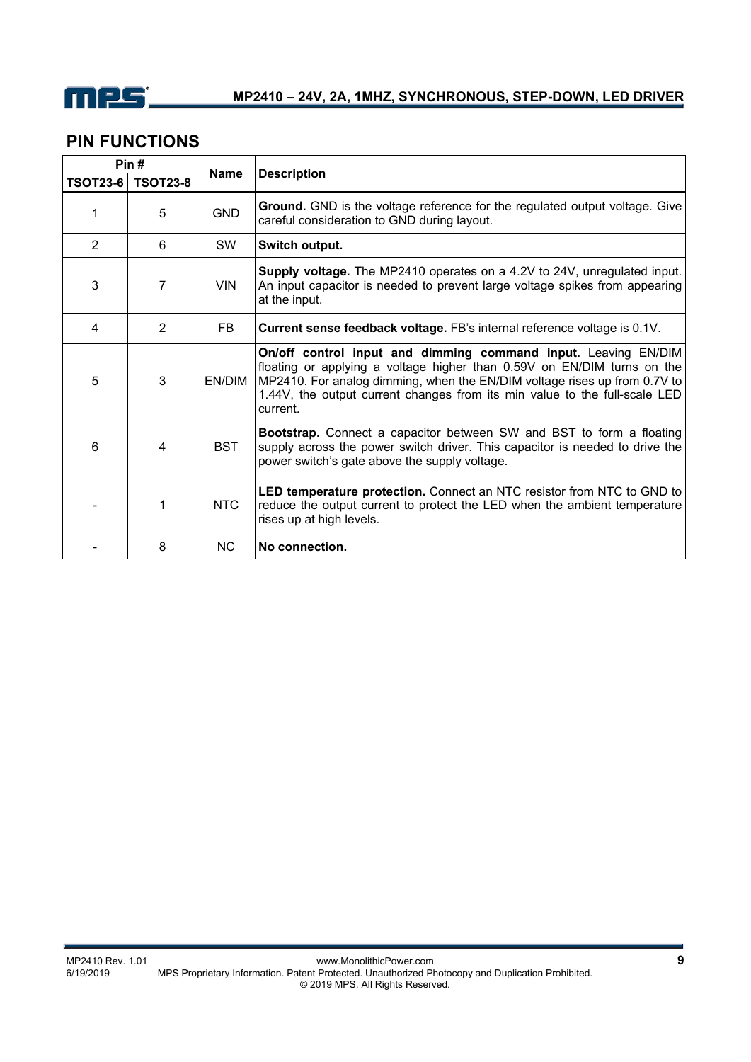## PIN FUNCTIONS

| Pin # | | Name | Description |
|---|---|---|---|
| TSOT23-6 | TSOT23-8 | | |
| 1 | 5 | GND | **Ground.** GND is the voltage reference for the regulated output voltage. Give careful consideration to GND during layout. |
| 2 | 6 | SW | **Switch output.** |
| 3 | 7 | VIN | **Supply voltage.** The MP2410 operates on a 4.2V to 24V, unregulated input. An input capacitor is needed to prevent large voltage spikes from appearing at the input. |
| 4 | 2 | FB | **Current sense feedback voltage.** FB's internal reference voltage is 0.1V. |
| 5 | 3 | EN/DIM | **On/off control input and dimming command input.** Leaving EN/DIM floating or applying a voltage higher than 0.59V on EN/DIM turns on the MP2410. For analog dimming, when the EN/DIM voltage rises up from 0.7V to 1.44V, the output current changes from its min value to the full-scale LED current. |
| 6 | 4 | BST | **Bootstrap.** Connect a capacitor between SW and BST to form a floating supply across the power switch driver. This capacitor is needed to drive the power switch's gate above the supply voltage. |
| - | 1 | NTC | **LED temperature protection.** Connect an NTC resistor from NTC to GND to reduce the output current to protect the LED when the ambient temperature rises up at high levels. |
| - | 8 | NC | **No connection.** |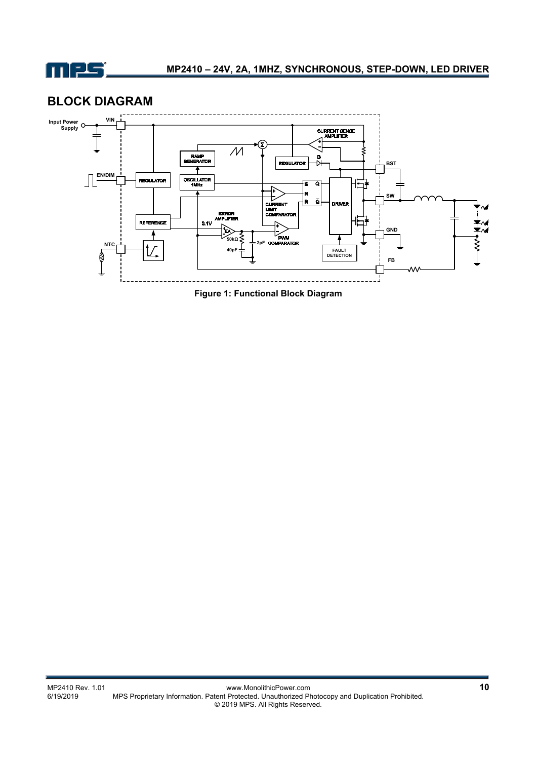## BLOCK DIAGRAM

Figure 1: Functional Block Diagram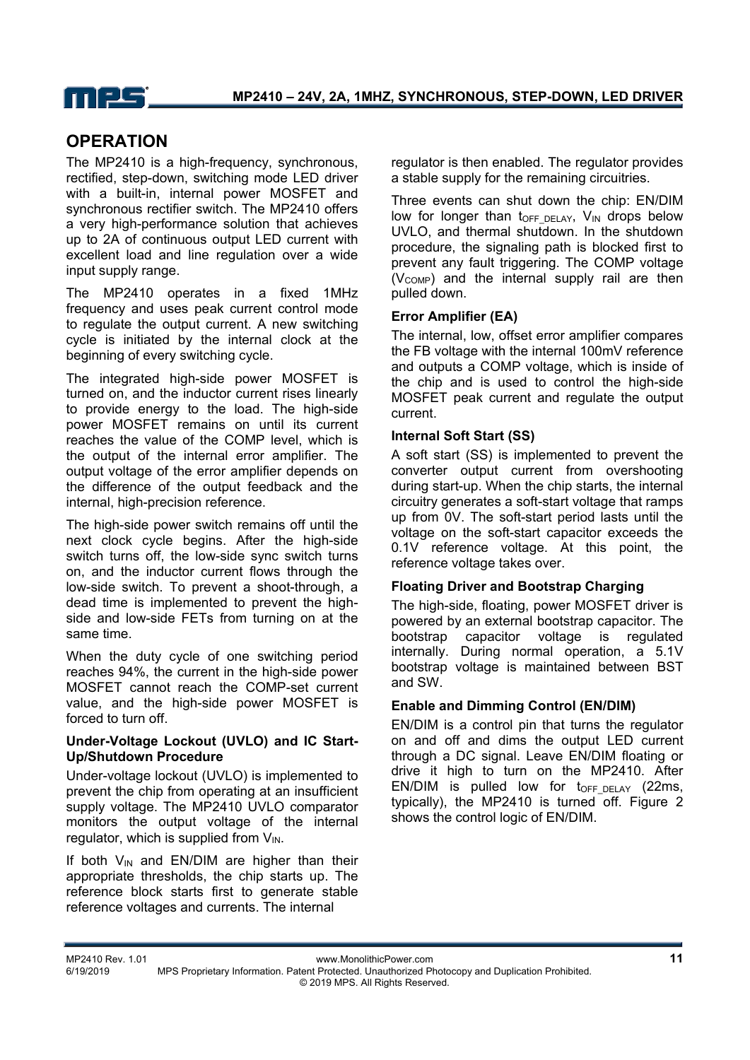## OPERATION

The MP2410 is a high-frequency, synchronous, rectified, step-down, switching mode LED driver with a built-in, internal power MOSFET and synchronous rectifier switch. The MP2410 offers a very high-performance solution that achieves up to 2A of continuous output LED current with excellent load and line regulation over a wide input supply range.

The MP2410 operates in a fixed 1MHz frequency and uses peak current control mode to regulate the output current. A new switching cycle is initiated by the internal clock at the beginning of every switching cycle.

The integrated high-side power MOSFET is turned on, and the inductor current rises linearly to provide energy to the load. The high-side power MOSFET remains on until its current reaches the value of the COMP level, which is the output of the internal error amplifier. The output voltage of the error amplifier depends on the difference of the output feedback and the internal, high-precision reference.

The high-side power switch remains off until the next clock cycle begins. After the high-side switch turns off, the low-side sync switch turns on, and the inductor current flows through the low-side switch. To prevent a shoot-through, a dead time is implemented to prevent the high-side and low-side FETs from turning on at the same time.

When the duty cycle of one switching period reaches 94%, the current in the high-side power MOSFET cannot reach the COMP-set current value, and the high-side power MOSFET is forced to turn off.

### Under-Voltage Lockout (UVLO) and IC Start-Up/Shutdown Procedure

Under-voltage lockout (UVLO) is implemented to prevent the chip from operating at an insufficient supply voltage. The MP2410 UVLO comparator monitors the output voltage of the internal regulator, which is supplied from $V_{IN}$.

If both $V_{IN}$ and EN/DIM are higher than their appropriate thresholds, the chip starts up. The reference block starts first to generate stable reference voltages and currents. The internal regulator is then enabled. The regulator provides a stable supply for the remaining circuitries.

Three events can shut down the chip: EN/DIM low for longer than $t_{OFF\_DELAY}$, $V_{IN}$ drops below UVLO, and thermal shutdown. In the shutdown procedure, the signaling path is blocked first to prevent any fault triggering. The COMP voltage ($V_{COMP}$) and the internal supply rail are then pulled down.

### Error Amplifier (EA)

The internal, low, offset error amplifier compares the FB voltage with the internal 100mV reference and outputs a COMP voltage, which is inside of the chip and is used to control the high-side MOSFET peak current and regulate the output current.

### Internal Soft Start (SS)

A soft start (SS) is implemented to prevent the converter output current from overshooting during start-up. When the chip starts, the internal circuitry generates a soft-start voltage that ramps up from 0V. The soft-start period lasts until the voltage on the soft-start capacitor exceeds the 0.1V reference voltage. At this point, the reference voltage takes over.

### Floating Driver and Bootstrap Charging

The high-side, floating, power MOSFET driver is powered by an external bootstrap capacitor. The bootstrap capacitor voltage is regulated internally. During normal operation, a 5.1V bootstrap voltage is maintained between BST and SW.

### Enable and Dimming Control (EN/DIM)

EN/DIM is a control pin that turns the regulator on and off and dims the output LED current through a DC signal. Leave EN/DIM floating or drive it high to turn on the MP2410. After EN/DIM is pulled low for $t_{OFF\_DELAY}$ (22ms, typically), the MP2410 is turned off. Figure 2 shows the control logic of EN/DIM.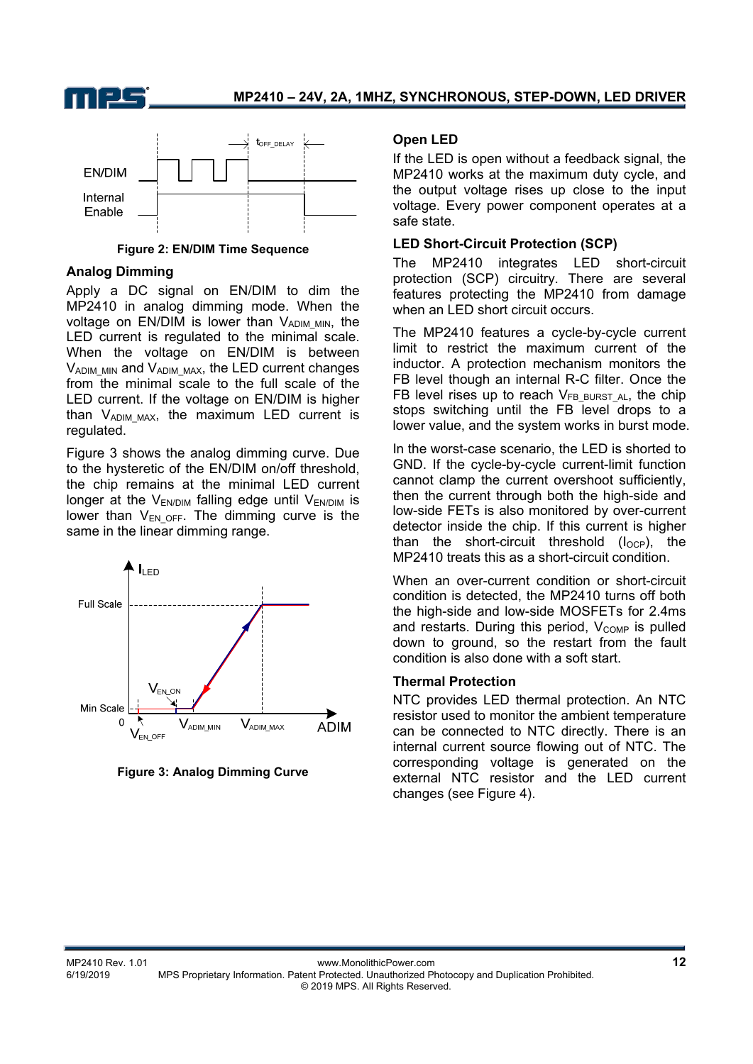Figure 2: EN/DIM Time Sequence

### Analog Dimming

Apply a DC signal on EN/DIM to dim the MP2410 in analog dimming mode. When the voltage on EN/DIM is lower than $V_{ADIM\_MIN}$, the LED current is regulated to the minimal scale. When the voltage on EN/DIM is between $V_{ADIM\_MIN}$ and $V_{ADIM\_MAX}$, the LED current changes from the minimal scale to the full scale of the LED current. If the voltage on EN/DIM is higher than $V_{ADIM\_MAX}$, the maximum LED current is regulated.

Figure 3 shows the analog dimming curve. Due to the hysteretic of the EN/DIM on/off threshold, the chip remains at the minimal LED current longer at the $V_{EN/DIM}$ falling edge until $V_{EN/DIM}$ is lower than $V_{EN\_OFF}$. The dimming curve is the same in the linear dimming range.

Figure 3: Analog Dimming Curve

### Open LED

If the LED is open without a feedback signal, the MP2410 works at the maximum duty cycle, and the output voltage rises up close to the input voltage. Every power component operates at a safe state.

### LED Short-Circuit Protection (SCP)

The MP2410 integrates LED short-circuit protection (SCP) circuitry. There are several features protecting the MP2410 from damage when an LED short circuit occurs.

The MP2410 features a cycle-by-cycle current limit to restrict the maximum current of the inductor. A protection mechanism monitors the FB level though an internal R-C filter. Once the FB level rises up to reach $V_{FB\_BURST\_AL}$, the chip stops switching until the FB level drops to a lower value, and the system works in burst mode.

In the worst-case scenario, the LED is shorted to GND. If the cycle-by-cycle current-limit function cannot clamp the current overshoot sufficiently, then the current through both the high-side and low-side FETs is also monitored by over-current detector inside the chip. If this current is higher than the short-circuit threshold ($I_{OCP}$), the MP2410 treats this as a short-circuit condition.

When an over-current condition or short-circuit condition is detected, the MP2410 turns off both the high-side and low-side MOSFETs for 2.4ms and restarts. During this period, $V_{COMP}$ is pulled down to ground, so the restart from the fault condition is also done with a soft start.

### Thermal Protection

NTC provides LED thermal protection. An NTC resistor used to monitor the ambient temperature can be connected to NTC directly. There is an internal current source flowing out of NTC. The corresponding voltage is generated on the external NTC resistor and the LED current changes (see Figure 4).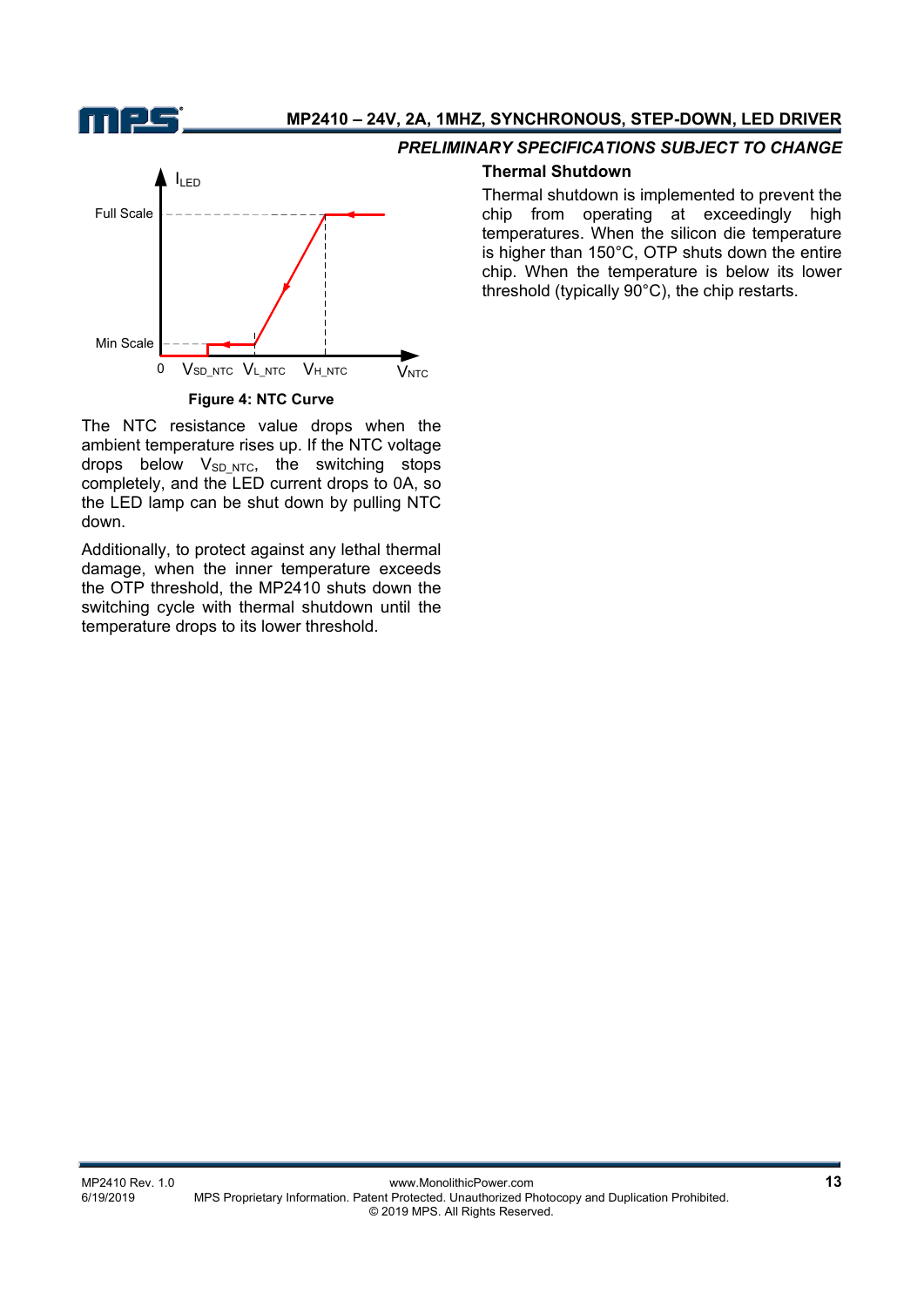Figure 4: NTC Curve

The NTC resistance value drops when the ambient temperature rises up. If the NTC voltage drops below $V_{SD\_NTC}$, the switching stops completely, and the LED current drops to 0A, so the LED lamp can be shut down by pulling NTC down.

Additionally, to protect against any lethal thermal damage, when the inner temperature exceeds the OTP threshold, the MP2410 shuts down the switching cycle with thermal shutdown until the temperature drops to its lower threshold.

### Thermal Shutdown

Thermal shutdown is implemented to prevent the chip from operating at exceedingly high temperatures. When the silicon die temperature is higher than 150°C, OTP shuts down the entire chip. When the temperature is below its lower threshold (typically 90°C), the chip restarts.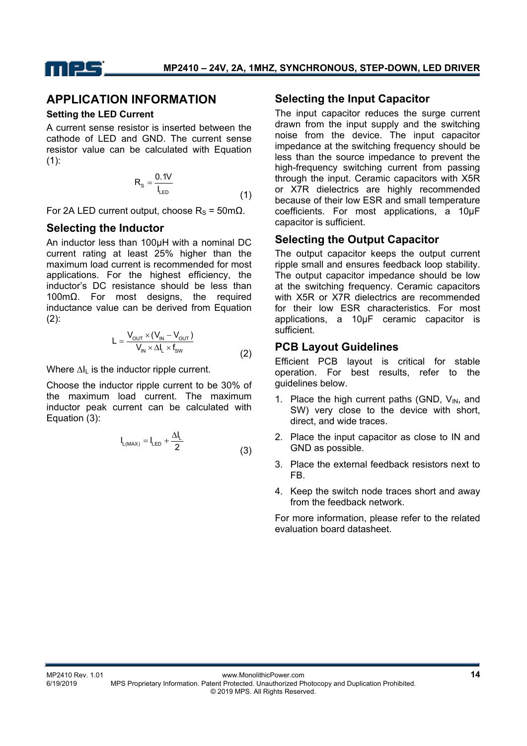## APPLICATION INFORMATION

### Setting the LED Current

A current sense resistor is inserted between the cathode of LED and GND. The current sense resistor value can be calculated with Equation (1):

$$R_S = \frac{0.1V}{I_{LED}} \tag{1}$$

For 2A LED current output, choose $R_S$ = 50mΩ.

## Selecting the Inductor

An inductor less than 100µH with a nominal DC current rating at least 25% higher than the maximum load current is recommended for most applications. For the highest efficiency, the inductor's DC resistance should be less than 100mΩ. For most designs, the required inductance value can be derived from Equation (2):

$$L = \frac{V_{OUT} \times (V_{IN} - V_{OUT})}{V_{IN} \times \Delta I_L \times f_{SW}} \tag{2}$$

Where $\Delta I_L$ is the inductor ripple current.

Choose the inductor ripple current to be 30% of the maximum load current. The maximum inductor peak current can be calculated with Equation (3):

$$I_{L(MAX)} = I_{LED} + \frac{\Delta I_L}{2} \tag{3}$$

## Selecting the Input Capacitor

The input capacitor reduces the surge current drawn from the input supply and the switching noise from the device. The input capacitor impedance at the switching frequency should be less than the source impedance to prevent the high-frequency switching current from passing through the input. Ceramic capacitors with X5R or X7R dielectrics are highly recommended because of their low ESR and small temperature coefficients. For most applications, a 10µF capacitor is sufficient.

## Selecting the Output Capacitor

The output capacitor keeps the output current ripple small and ensures feedback loop stability. The output capacitor impedance should be low at the switching frequency. Ceramic capacitors with X5R or X7R dielectrics are recommended for their low ESR characteristics. For most applications, a 10µF ceramic capacitor is sufficient.

## PCB Layout Guidelines

Efficient PCB layout is critical for stable operation. For best results, refer to the guidelines below.

1. Place the high current paths (GND, $V_{IN}$, and SW) very close to the device with short, direct, and wide traces.
2. Place the input capacitor as close to IN and GND as possible.
3. Place the external feedback resistors next to FB.
4. Keep the switch node traces short and away from the feedback network.

For more information, please refer to the related evaluation board datasheet.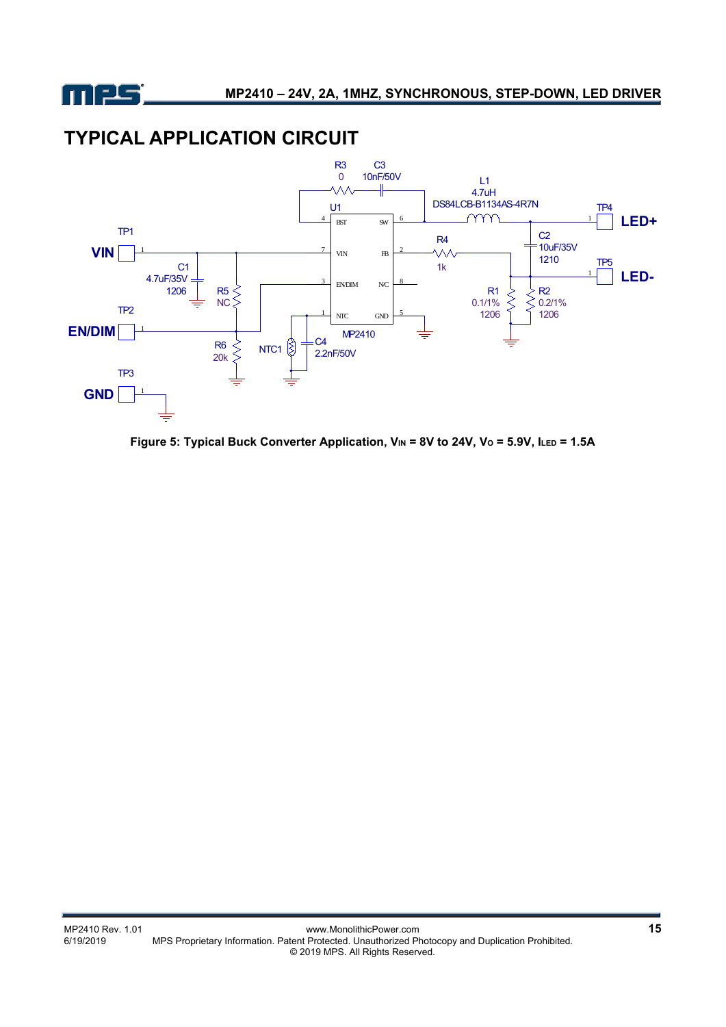# TYPICAL APPLICATION CIRCUIT

Figure 5: Typical Buck Converter Application, $V_{IN}$ = 8V to 24V, $V_O$ = 5.9V, $I_{LED}$ = 1.5A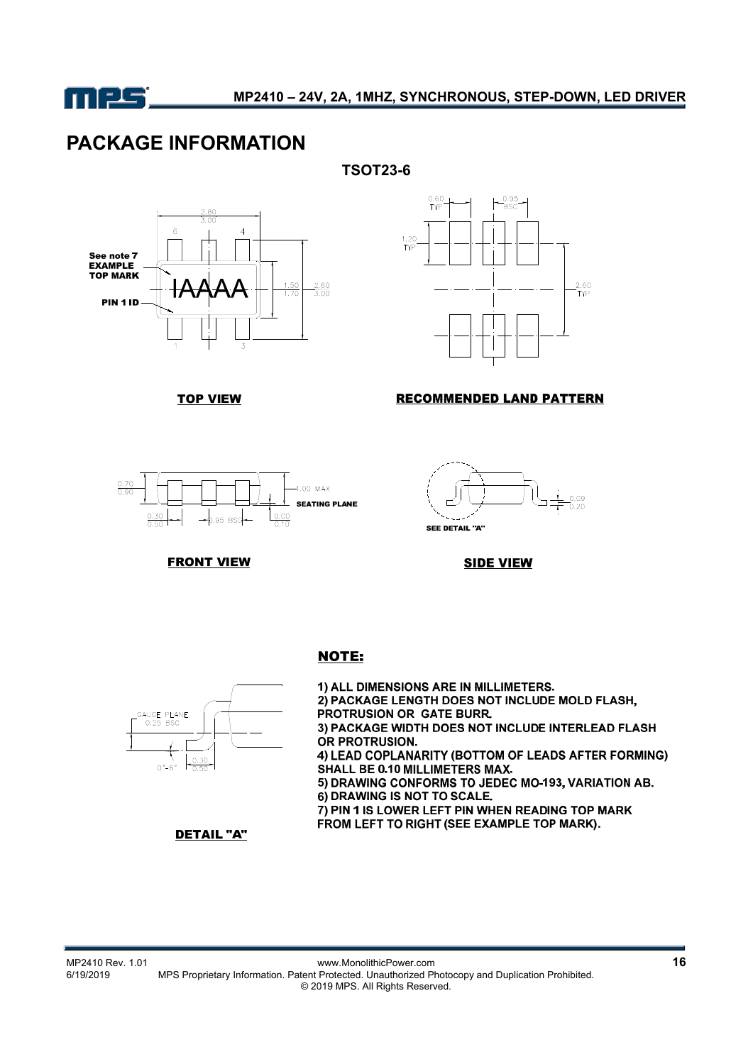# PACKAGE INFORMATION

**TSOT23-6**

TOP VIEW

RECOMMENDED LAND PATTERN

FRONT VIEW

SIDE VIEW

DETAIL "A"

**NOTE:**

1) ALL DIMENSIONS ARE IN MILLIMETERS.
2) PACKAGE LENGTH DOES NOT INCLUDE MOLD FLASH, PROTRUSION OR GATE BURR.
3) PACKAGE WIDTH DOES NOT INCLUDE INTERLEAD FLASH OR PROTRUSION.
4) LEAD COPLANARITY (BOTTOM OF LEADS AFTER FORMING) SHALL BE 0.10 MILLIMETERS MAX.
5) DRAWING CONFORMS TO JEDEC MO-193, VARIATION AB.
6) DRAWING IS NOT TO SCALE.
7) PIN 1 IS LOWER LEFT PIN WHEN READING TOP MARK FROM LEFT TO RIGHT (SEE EXAMPLE TOP MARK).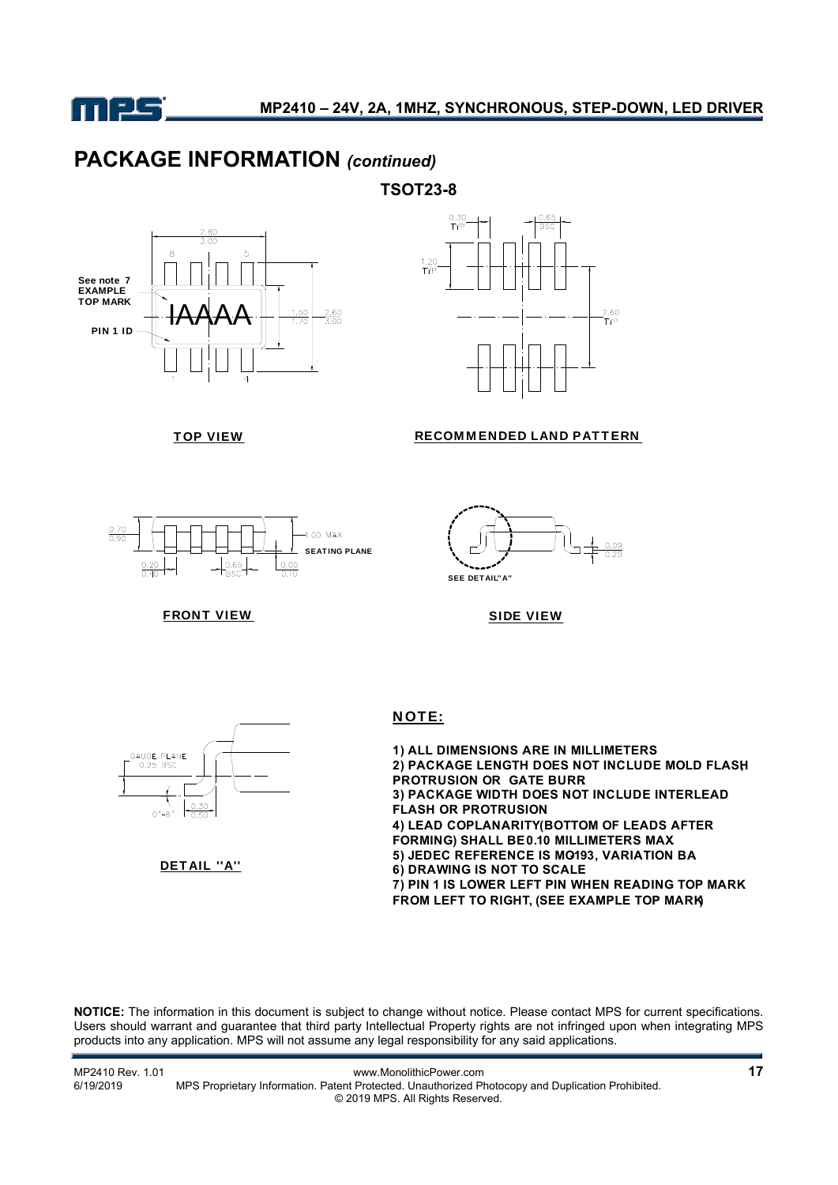# PACKAGE INFORMATION *(continued)*

## TSOT23-8

2.80
3.00

8 5

See note 7
EXAMPLE
TOP MARK

IAAAA

PIN 1 ID

1 4

1.50
1.70

2.60
3.00

**TOP VIEW**

0.30
TYP

0.65
BSC

1.20
TYP

2.60
TYP

**RECOMMENDED LAND PATTERN**

0.70
0.90

1.00 MAX

SEATING PLANE

0.20
0.40

0.65
BSC

0.00
0.10

**FRONT VIEW**

SEE DETAIL"A"

0.09
0.20

**SIDE VIEW**

GAUGE PLANE
0.25 BSC

0°-8°

0.30
0.50

**DETAIL "A"**

**NOTE:**

1) ALL DIMENSIONS ARE IN MILLIMETERS
2) PACKAGE LENGTH DOES NOT INCLUDE MOLD FLASH, PROTRUSION OR GATE BURR
3) PACKAGE WIDTH DOES NOT INCLUDE INTERLEAD FLASH OR PROTRUSION
4) LEAD COPLANARITY(BOTTOM OF LEADS AFTER FORMING) SHALL BE 0.10 MILLIMETERS MAX
5) JEDEC REFERENCE IS MO-193, VARIATION BA
6) DRAWING IS NOT TO SCALE
7) PIN 1 IS LOWER LEFT PIN WHEN READING TOP MARK FROM LEFT TO RIGHT, (SEE EXAMPLE TOP MARK)

**NOTICE:** The information in this document is subject to change without notice. Please contact MPS for current specifications. Users should warrant and guarantee that third party Intellectual Property rights are not infringed upon when integrating MPS products into any application. MPS will not assume any legal responsibility for any said applications.